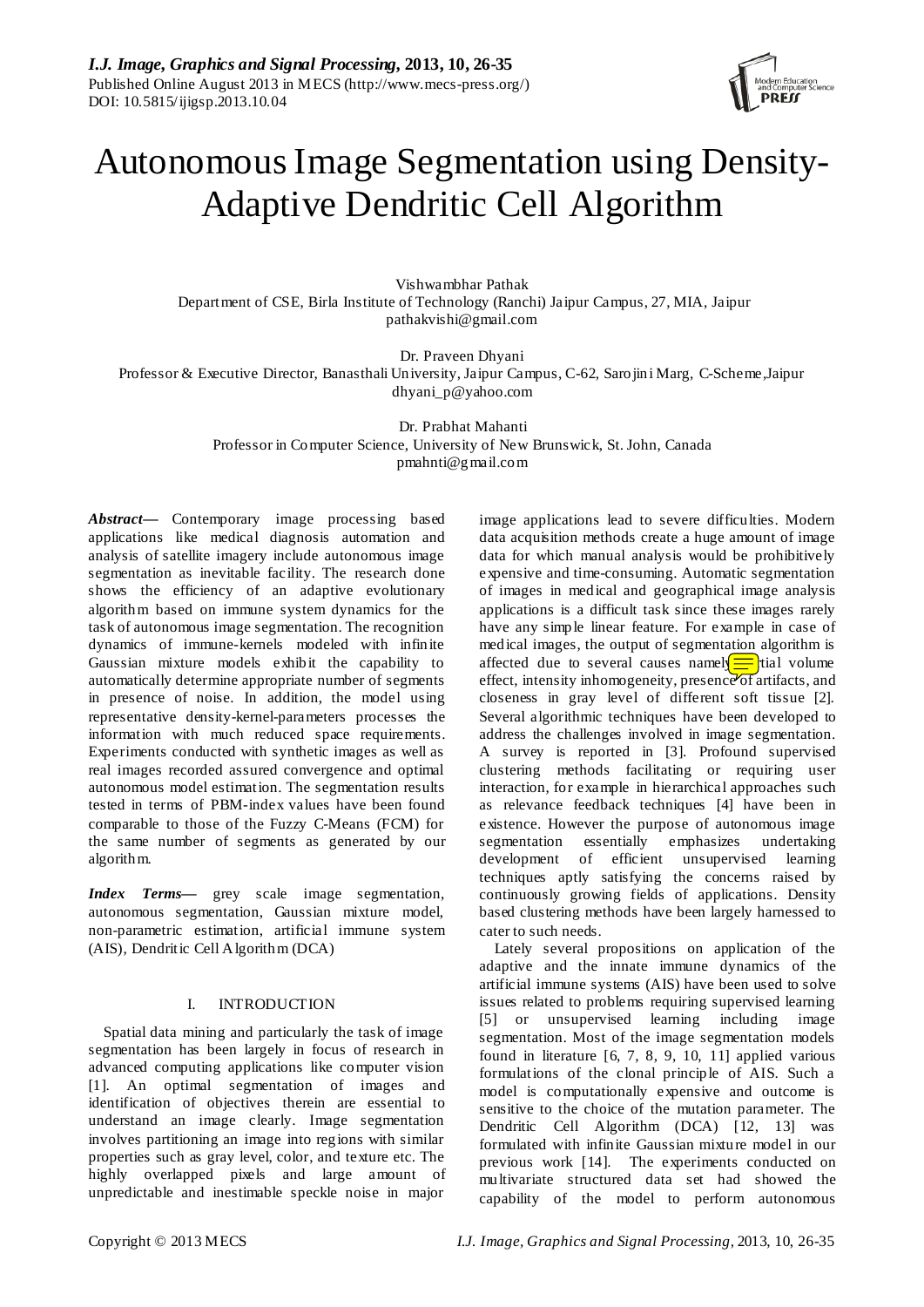# Autonomous Image Segmentation using Density-Adaptive Dendritic Cell Algorithm

Vishwambhar Pathak
Department of CSE, Birla Institute of Technology (Ranchi) Jaipur Campus, 27, MIA, Jaipur
pathakvishi@gmail.com

Dr. Praveen Dhyani
Professor & Executive Director, Banasthali University, Jaipur Campus, C-62, Sarojini Marg, C-Scheme, Jaipur
dhyani_p@yahoo.com

Dr. Prabhat Mahanti
Professor in Computer Science, University of New Brunswick, St. John, Canada
pmahnti@gmail.com

***Abstract*—** Contemporary image processing based applications like medical diagnosis automation and analysis of satellite imagery include autonomous image segmentation as inevitable facility. The research done shows the efficiency of an adaptive evolutionary algorithm based on immune system dynamics for the task of autonomous image segmentation. The recognition dynamics of immune-kernels modeled with infinite Gaussian mixture models exhibit the capability to automatically determine appropriate number of segments in presence of noise. In addition, the model using representative density-kernel-parameters processes the information with much reduced space requirements. Experiments conducted with synthetic images as well as real images recorded assured convergence and optimal autonomous model estimation. The segmentation results tested in terms of PBM-index values have been found comparable to those of the Fuzzy C-Means (FCM) for the same number of segments as generated by our algorithm.

***Index Terms*—** grey scale image segmentation, autonomous segmentation, Gaussian mixture model, non-parametric estimation, artificial immune system (AIS), Dendritic Cell Algorithm (DCA)

## I. INTRODUCTION

Spatial data mining and particularly the task of image segmentation has been largely in focus of research in advanced computing applications like computer vision [1]. An optimal segmentation of images and identification of objectives therein are essential to understand an image clearly. Image segmentation involves partitioning an image into regions with similar properties such as gray level, color, and texture etc. The highly overlapped pixels and large amount of unpredictable and inestimable speckle noise in major image applications lead to severe difficulties. Modern data acquisition methods create a huge amount of image data for which manual analysis would be prohibitively expensive and time-consuming. Automatic segmentation of images in medical and geographical image analysis applications is a difficult task since these images rarely have any simple linear feature. For example in case of medical images, the output of segmentation algorithm is affected due to several causes namely partial volume effect, intensity inhomogeneity, presence of artifacts, and closeness in gray level of different soft tissue [2]. Several algorithmic techniques have been developed to address the challenges involved in image segmentation. A survey is reported in [3]. Profound supervised clustering methods facilitating or requiring user interaction, for example in hierarchical approaches such as relevance feedback techniques [4] have been in existence. However the purpose of autonomous image segmentation essentially emphasizes undertaking development of efficient unsupervised learning techniques aptly satisfying the concerns raised by continuously growing fields of applications. Density based clustering methods have been largely harnessed to cater to such needs.

Lately several propositions on application of the adaptive and the innate immune dynamics of the artificial immune systems (AIS) have been used to solve issues related to problems requiring supervised learning [5] or unsupervised learning including image segmentation. Most of the image segmentation models found in literature [6, 7, 8, 9, 10, 11] applied various formulations of the clonal principle of AIS. Such a model is computationally expensive and outcome is sensitive to the choice of the mutation parameter. The Dendritic Cell Algorithm (DCA) [12, 13] was formulated with infinite Gaussian mixture model in our previous work [14]. The experiments conducted on multivariate structured data set had showed the capability of the model to perform autonomous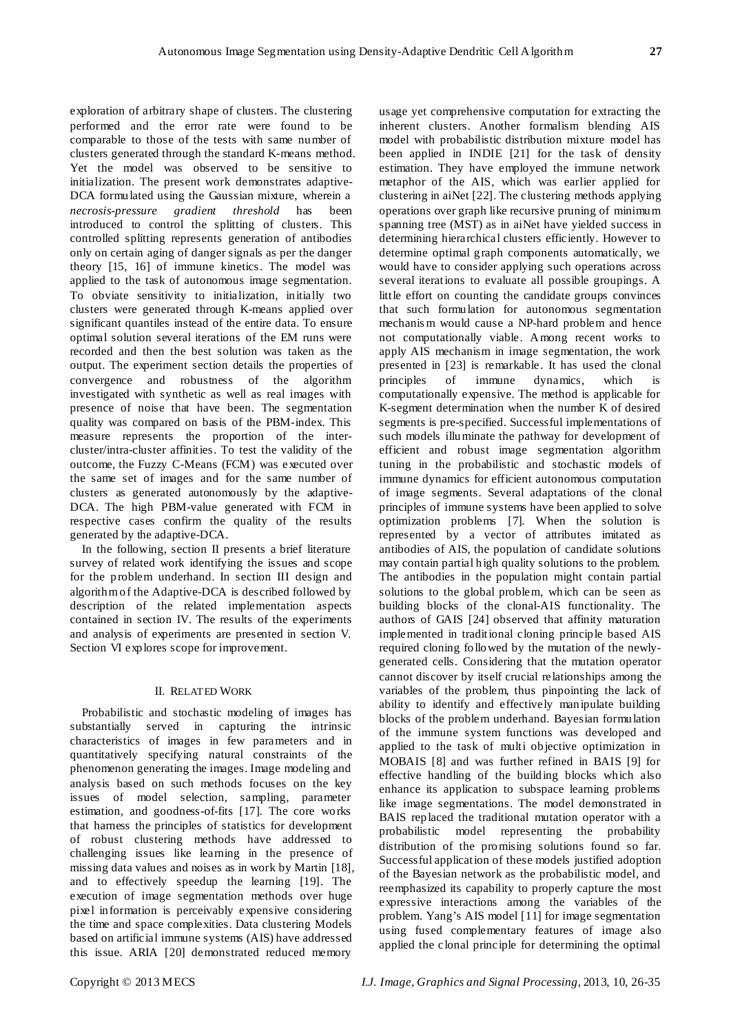exploration of arbitrary shape of clusters. The clustering performed and the error rate were found to be comparable to those of the tests with same number of clusters generated through the standard K-means method. Yet the model was observed to be sensitive to initialization. The present work demonstrates adaptive-DCA formulated using the Gaussian mixture, wherein a *necrosis-pressure gradient threshold* has been introduced to control the splitting of clusters. This controlled splitting represents generation of antibodies only on certain aging of danger signals as per the danger theory [15, 16] of immune kinetics. The model was applied to the task of autonomous image segmentation. To obviate sensitivity to initialization, initially two clusters were generated through K-means applied over significant quantiles instead of the entire data. To ensure optimal solution several iterations of the EM runs were recorded and then the best solution was taken as the output. The experiment section details the properties of convergence and robustness of the algorithm investigated with synthetic as well as real images with presence of noise that have been. The segmentation quality was compared on basis of the PBM-index. This measure represents the proportion of the inter-cluster/intra-cluster affinities. To test the validity of the outcome, the Fuzzy C-Means (FCM) was executed over the same set of images and for the same number of clusters as generated autonomously by the adaptive-DCA. The high PBM-value generated with FCM in respective cases confirm the quality of the results generated by the adaptive-DCA.

In the following, section II presents a brief literature survey of related work identifying the issues and scope for the problem underhand. In section III design and algorithm of the Adaptive-DCA is described followed by description of the related implementation aspects contained in section IV. The results of the experiments and analysis of experiments are presented in section V. Section VI explores scope for improvement.

## II. Related Work

Probabilistic and stochastic modeling of images has substantially served in capturing the intrinsic characteristics of images in few parameters and in quantitatively specifying natural constraints of the phenomenon generating the images. Image modeling and analysis based on such methods focuses on the key issues of model selection, sampling, parameter estimation, and goodness-of-fits [17]. The core works that harness the principles of statistics for development of robust clustering methods have addressed to challenging issues like learning in the presence of missing data values and noises as in work by Martin [18], and to effectively speedup the learning [19]. The execution of image segmentation methods over huge pixel information is perceivably expensive considering the time and space complexities. Data clustering Models based on artificial immune systems (AIS) have addressed this issue. ARIA [20] demonstrated reduced memory usage yet comprehensive computation for extracting the inherent clusters. Another formalism blending AIS model with probabilistic distribution mixture model has been applied in INDIE [21] for the task of density estimation. They have employed the immune network metaphor of the AIS, which was earlier applied for clustering in aiNet [22]. The clustering methods applying operations over graph like recursive pruning of minimum spanning tree (MST) as in aiNet have yielded success in determining hierarchical clusters efficiently. However to determine optimal graph components automatically, we would have to consider applying such operations across several iterations to evaluate all possible groupings. A little effort on counting the candidate groups convinces that such formulation for autonomous segmentation mechanism would cause a NP-hard problem and hence not computationally viable. Among recent works to apply AIS mechanism in image segmentation, the work presented in [23] is remarkable. It has used the clonal principles of immune dynamics, which is computationally expensive. The method is applicable for K-segment determination when the number K of desired segments is pre-specified. Successful implementations of such models illuminate the pathway for development of efficient and robust image segmentation algorithm tuning in the probabilistic and stochastic models of immune dynamics for efficient autonomous computation of image segments. Several adaptations of the clonal principles of immune systems have been applied to solve optimization problems [7]. When the solution is represented by a vector of attributes imitated as antibodies of AIS, the population of candidate solutions may contain partial high quality solutions to the problem. The antibodies in the population might contain partial solutions to the global problem, which can be seen as building blocks of the clonal-AIS functionality. The authors of GAIS [24] observed that affinity maturation implemented in traditional cloning principle based AIS required cloning followed by the mutation of the newly-generated cells. Considering that the mutation operator cannot discover by itself crucial relationships among the variables of the problem, thus pinpointing the lack of ability to identify and effectively manipulate building blocks of the problem underhand. Bayesian formulation of the immune system functions was developed and applied to the task of multi objective optimization in MOBAIS [8] and was further refined in BAIS [9] for effective handling of the building blocks which also enhance its application to subspace learning problems like image segmentations. The model demonstrated in BAIS replaced the traditional mutation operator with a probabilistic model representing the probability distribution of the promising solutions found so far. Successful application of these models justified adoption of the Bayesian network as the probabilistic model, and reemphasized its capability to properly capture the most expressive interactions among the variables of the problem. Yang's AIS model [11] for image segmentation using fused complementary features of image also applied the clonal principle for determining the optimal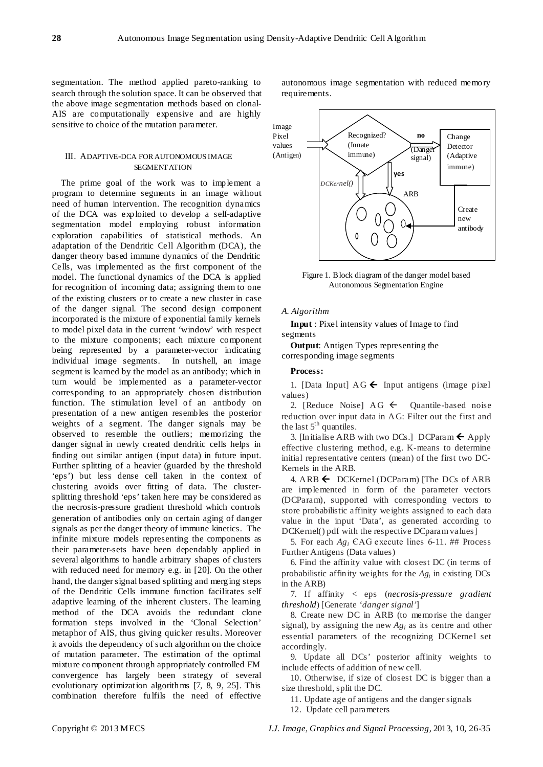segmentation. The method applied pareto-ranking to search through the solution space. It can be observed that the above image segmentation methods based on clonal-AIS are computationally expensive and are highly sensitive to choice of the mutation parameter.

## III. ADAPTIVE-DCA FOR AUTONOMOUS IMAGE SEGMENTATION

The prime goal of the work was to implement a program to determine segments in an image without need of human intervention. The recognition dynamics of the DCA was exploited to develop a self-adaptive segmentation model employing robust information exploration capabilities of statistical methods. An adaptation of the Dendritic Cell Algorithm (DCA), the danger theory based immune dynamics of the Dendritic Cells, was implemented as the first component of the model. The functional dynamics of the DCA is applied for recognition of incoming data; assigning them to one of the existing clusters or to create a new cluster in case of the danger signal. The second design component incorporated is the mixture of exponential family kernels to model pixel data in the current 'window' with respect to the mixture components; each mixture component being represented by a parameter-vector indicating individual image segments. In nutshell, an image segment is learned by the model as an antibody; which in turn would be implemented as a parameter-vector corresponding to an appropriately chosen distribution function. The stimulation level of an antibody on presentation of a new antigen resembles the posterior weights of a segment. The danger signals may be observed to resemble the outliers; memorizing the danger signal in newly created dendritic cells helps in finding out similar antigen (input data) in future input. Further splitting of a heavier (guarded by the threshold 'eps') but less dense cell taken in the context of clustering avoids over fitting of data. The cluster-splitting threshold 'eps' taken here may be considered as the necrosis-pressure gradient threshold which controls generation of antibodies only on certain aging of danger signals as per the danger theory of immune kinetics. The infinite mixture models representing the components as their parameter-sets have been dependably applied in several algorithms to handle arbitrary shapes of clusters with reduced need for memory e.g. in [20]. On the other hand, the danger signal based splitting and merging steps of the Dendritic Cells immune function facilitates self adaptive learning of the inherent clusters. The learning method of the DCA avoids the redundant clone formation steps involved in the 'Clonal Selection' metaphor of AIS, thus giving quicker results. Moreover it avoids the dependency of such algorithm on the choice of mutation parameter. The estimation of the optimal mixture component through appropriately controlled EM convergence has largely been strategy of several evolutionary optimization algorithms [7, 8, 9, 25]. This combination therefore fulfils the need of effective autonomous image segmentation with reduced memory requirements.

Figure 1. Block diagram of the danger model based Autonomous Segmentation Engine

### *A. Algorithm*

**Input** : Pixel intensity values of Image to find segments

**Output**: Antigen Types representing the corresponding image segments

**Process:**

1. [Data Input] AG ← Input antigens (image pixel values)

2. [Reduce Noise] AG ← Quantile-based noise reduction over input data in AG: Filter out the first and the last 5th quantiles.

3. [Initialise ARB with two DCs.] DCParam ← Apply effective clustering method, e.g. K-means to determine initial representative centers (mean) of the first two DC-Kernels in the ARB.

4. ARB ← DCKernel (DCParam) [The DCs of ARB are implemented in form of the parameter vectors (DCParam), supported with corresponding vectors to store probabilistic affinity weights assigned to each data value in the input 'Data', as generated according to DCKernel() pdf with the respective DCparam values]

5. For each $Ag_i \in AG$ execute lines 6-11. ## Process Further Antigens (Data values)

6. Find the affinity value with closest DC (in terms of probabilistic affinity weights for the $Ag_i$ in existing DCs in the ARB)

7. If affinity < eps (*necrosis-pressure gradient threshold*) [Generate '*danger signal'*]

8. Create new DC in ARB (to memorise the danger signal), by assigning the new $Ag_i$ as its centre and other essential parameters of the recognizing DCKernel set accordingly.

9. Update all DCs' posterior affinity weights to include effects of addition of new cell.

10. Otherwise, if size of closest DC is bigger than a size threshold, split the DC.

11. Update age of antigens and the danger signals

12. Update cell parameters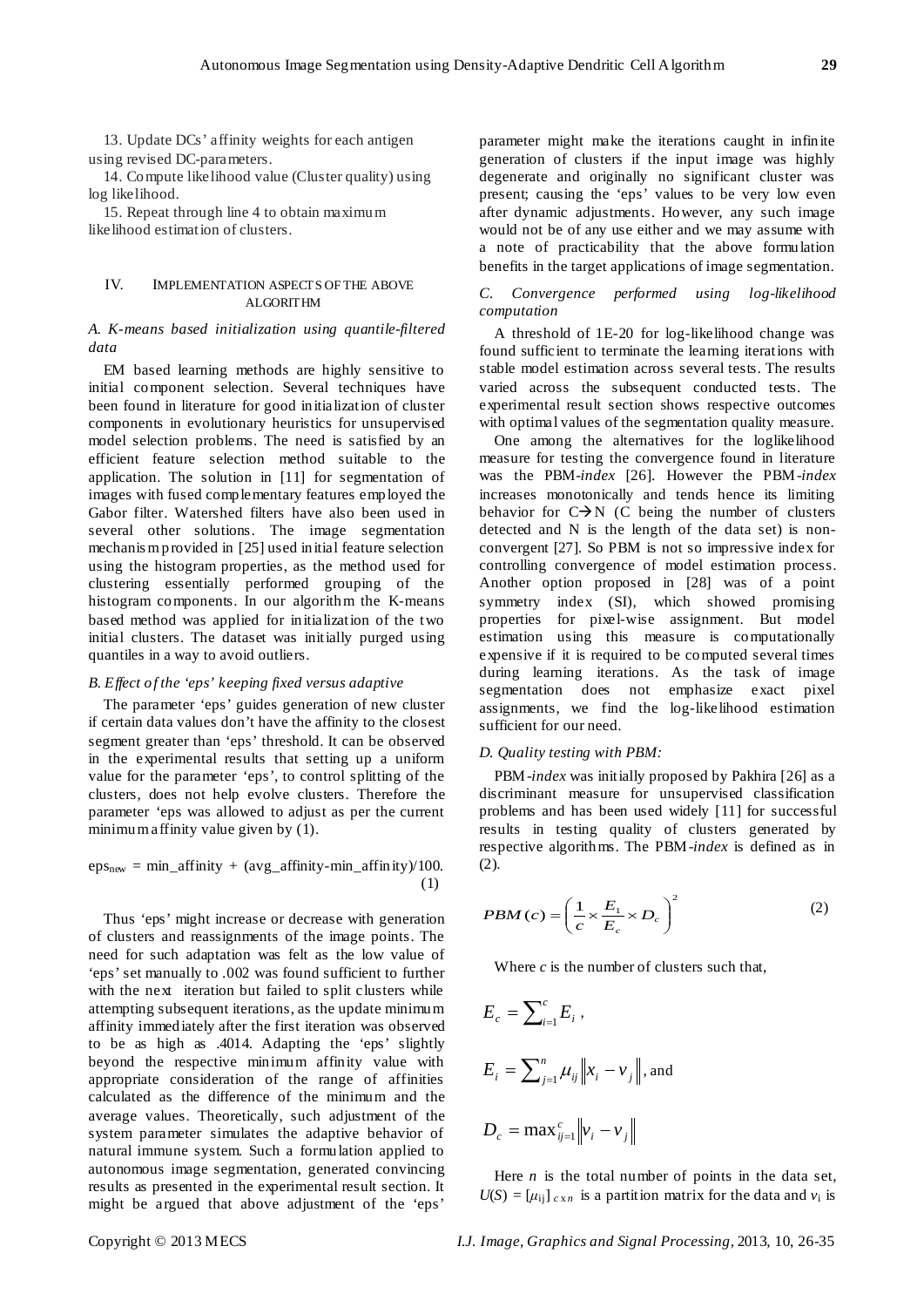13. Update DCs' affinity weights for each antigen using revised DC-parameters.

14. Compute likelihood value (Cluster quality) using log likelihood.

15. Repeat through line 4 to obtain maximum likelihood estimation of clusters.

## IV. IMPLEMENTATION ASPECTS OF THE ABOVE ALGORITHM

### *A. K-means based initialization using quantile-filtered data*

EM based learning methods are highly sensitive to initial component selection. Several techniques have been found in literature for good initialization of cluster components in evolutionary heuristics for unsupervised model selection problems. The need is satisfied by an efficient feature selection method suitable to the application. The solution in [11] for segmentation of images with fused complementary features employed the Gabor filter. Watershed filters have also been used in several other solutions. The image segmentation mechanism provided in [25] used initial feature selection using the histogram properties, as the method used for clustering essentially performed grouping of the histogram components. In our algorithm the K-means based method was applied for initialization of the two initial clusters. The dataset was initially purged using quantiles in a way to avoid outliers.

### *B. Effect of the 'eps' keeping fixed versus adaptive*

The parameter 'eps' guides generation of new cluster if certain data values don't have the affinity to the closest segment greater than 'eps' threshold. It can be observed in the experimental results that setting up a uniform value for the parameter 'eps', to control splitting of the clusters, does not help evolve clusters. Therefore the parameter 'eps was allowed to adjust as per the current minimum affinity value given by (1).

$$eps_{new} = min\_affinity + (avg\_affinity - min\_affinity)/100. \quad (1)$$

Thus 'eps' might increase or decrease with generation of clusters and reassignments of the image points. The need for such adaptation was felt as the low value of 'eps' set manually to .002 was found sufficient to further with the next iteration but failed to split clusters while attempting subsequent iterations, as the update minimum affinity immediately after the first iteration was observed to be as high as .4014. Adapting the 'eps' slightly beyond the respective minimum affinity value with appropriate consideration of the range of affinities calculated as the difference of the minimum and the average values. Theoretically, such adjustment of the system parameter simulates the adaptive behavior of natural immune system. Such a formulation applied to autonomous image segmentation, generated convincing results as presented in the experimental result section. It might be argued that above adjustment of the 'eps' parameter might make the iterations caught in infinite generation of clusters if the input image was highly degenerate and originally no significant cluster was present; causing the 'eps' values to be very low even after dynamic adjustments. However, any such image would not be of any use either and we may assume with a note of practicability that the above formulation benefits in the target applications of image segmentation.

### *C. Convergence performed using log-likelihood computation*

A threshold of 1E-20 for log-likelihood change was found sufficient to terminate the learning iterations with stable model estimation across several tests. The results varied across the subsequent conducted tests. The experimental result section shows respective outcomes with optimal values of the segmentation quality measure.

One among the alternatives for the loglikelihood measure for testing the convergence found in literature was the PBM-*index* [26]. However the PBM-*index* increases monotonically and tends hence its limiting behavior for $C \rightarrow N$ (C being the number of clusters detected and N is the length of the data set) is non-convergent [27]. So PBM is not so impressive index for controlling convergence of model estimation process. Another option proposed in [28] was of a point symmetry index (SI), which showed promising properties for pixel-wise assignment. But model estimation using this measure is computationally expensive if it is required to be computed several times during learning iterations. As the task of image segmentation does not emphasize exact pixel assignments, we find the log-likelihood estimation sufficient for our need.

### *D. Quality testing with PBM:*

PBM-*index* was initially proposed by Pakhira [26] as a discriminant measure for unsupervised classification problems and has been used widely [11] for successful results in testing quality of clusters generated by respective algorithms. The PBM-*index* is defined as in (2).

$$PBM(c) = \left( \frac{1}{c} \times \frac{E_1}{E_c} \times D_c \right)^2 \quad (2)$$

Where $c$ is the number of clusters such that,

$$E_c = \sum_{i=1}^{c} E_i \, ,$$

$$E_i = \sum_{j=1}^{n} \mu_{ij} \left\| x_i - v_j \right\|, \text{ and}$$

$$D_c = \max_{ij=1}^{c} \left\| v_i - v_j \right\|$$

Here $n$ is the total number of points in the data set, $U(S) = [\mu_{ij}]_{c \times n}$ is a partition matrix for the data and $v_i$ is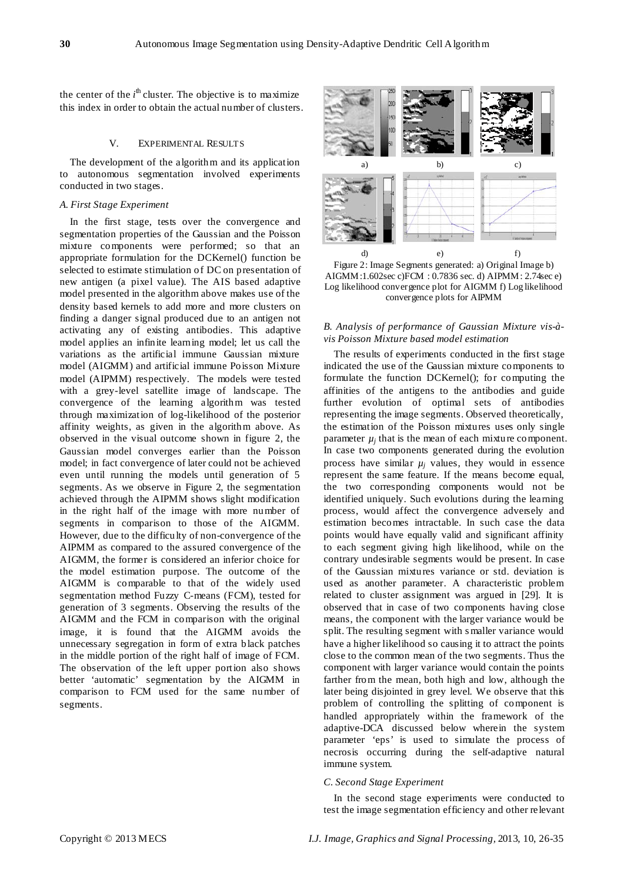the center of the $i^{th}$ cluster. The objective is to maximize this index in order to obtain the actual number of clusters.

## V. EXPERIMENTAL RESULTS

The development of the algorithm and its application to autonomous segmentation involved experiments conducted in two stages.

### *A. First Stage Experiment*

In the first stage, tests over the convergence and segmentation properties of the Gaussian and the Poisson mixture components were performed; so that an appropriate formulation for the DCKernel() function be selected to estimate stimulation of DC on presentation of new antigen (a pixel value). The AIS based adaptive model presented in the algorithm above makes use of the density based kernels to add more and more clusters on finding a danger signal produced due to an antigen not activating any of existing antibodies. This adaptive model applies an infinite learning model; let us call the variations as the artificial immune Gaussian mixture model (AIGMM) and artificial immune Poisson Mixture model (AIPMM) respectively. The models were tested with a grey-level satellite image of landscape. The convergence of the learning algorithm was tested through maximization of log-likelihood of the posterior affinity weights, as given in the algorithm above. As observed in the visual outcome shown in figure 2, the Gaussian model converges earlier than the Poisson model; in fact convergence of later could not be achieved even until running the models until generation of 5 segments. As we observe in Figure 2, the segmentation achieved through the AIPMM shows slight modification in the right half of the image with more number of segments in comparison to those of the AIGMM. However, due to the difficulty of non-convergence of the AIPMM as compared to the assured convergence of the AIGMM, the former is considered an inferior choice for the model estimation purpose. The outcome of the AIGMM is comparable to that of the widely used segmentation method Fuzzy C-means (FCM), tested for generation of 3 segments. Observing the results of the AIGMM and the FCM in comparison with the original image, it is found that the AIGMM avoids the unnecessary segregation in form of extra black patches in the middle portion of the right half of image of FCM. The observation of the left upper portion also shows better 'automatic' segmentation by the AIGMM in comparison to FCM used for the same number of segments.

Figure 2: Image Segments generated: a) Original Image b) AIGMM:1.602sec c)FCM : 0.7836 sec. d) AIPMM: 2.74sec e) Log likelihood convergence plot for AIGMM f) Log likelihood convergence plots for AIPMM

### *B. Analysis of performance of Gaussian Mixture vis-à-vis Poisson Mixture based model estimation*

The results of experiments conducted in the first stage indicated the use of the Gaussian mixture components to formulate the function DCKernel(); for computing the affinities of the antigens to the antibodies and guide further evolution of optimal sets of antibodies representing the image segments. Observed theoretically, the estimation of the Poisson mixtures uses only single parameter $\mu_j$ that is the mean of each mixture component. In case two components generated during the evolution process have similar $\mu_j$ values, they would in essence represent the same feature. If the means become equal, the two corresponding components would not be identified uniquely. Such evolutions during the learning process, would affect the convergence adversely and estimation becomes intractable. In such case the data points would have equally valid and significant affinity to each segment giving high likelihood, while on the contrary undesirable segments would be present. In case of the Gaussian mixtures variance or std. deviation is used as another parameter. A characteristic problem related to cluster assignment was argued in [29]. It is observed that in case of two components having close means, the component with the larger variance would be split. The resulting segment with smaller variance would have a higher likelihood so causing it to attract the points close to the common mean of the two segments. Thus the component with larger variance would contain the points farther from the mean, both high and low, although the later being disjointed in grey level. We observe that this problem of controlling the splitting of component is handled appropriately within the framework of the adaptive-DCA discussed below wherein the system parameter 'eps' is used to simulate the process of necrosis occurring during the self-adaptive natural immune system.

### *C. Second Stage Experiment*

In the second stage experiments were conducted to test the image segmentation efficiency and other relevant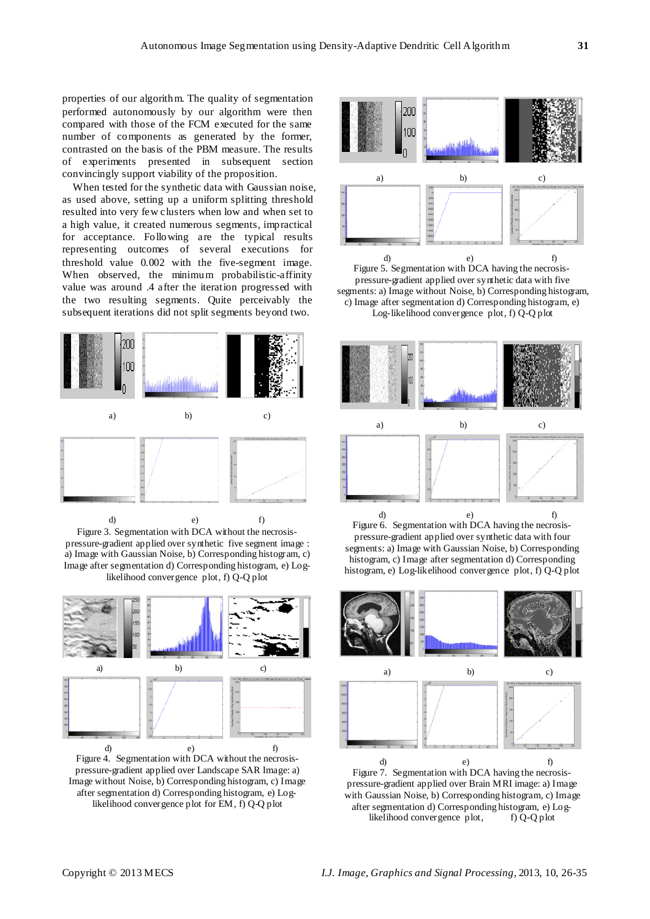properties of our algorithm. The quality of segmentation performed autonomously by our algorithm were then compared with those of the FCM executed for the same number of components as generated by the former, contrasted on the basis of the PBM measure. The results of experiments presented in subsequent section convincingly support viability of the proposition.

When tested for the synthetic data with Gaussian noise, as used above, setting up a uniform splitting threshold resulted into very few clusters when low and when set to a high value, it created numerous segments, impractical for acceptance. Following are the typical results representing outcomes of several executions for threshold value 0.002 with the five-segment image. When observed, the minimum probabilistic-affinity value was around .4 after the iteration progressed with the two resulting segments. Quite perceivably the subsequent iterations did not split segments beyond two.

Figure 3. Segmentation with DCA without the necrosis-pressure-gradient applied over synthetic five segment image : a) Image with Gaussian Noise, b) Corresponding histogram, c) Image after segmentation d) Corresponding histogram, e) Log-likelihood convergence plot, f) Q-Q plot

Figure 4. Segmentation with DCA without the necrosis-pressure-gradient applied over Landscape SAR Image: a) Image without Noise, b) Corresponding histogram, c) Image after segmentation d) Corresponding histogram, e) Log-likelihood convergence plot for EM, f) Q-Q plot

Figure 5. Segmentation with DCA having the necrosis-pressure-gradient applied over synthetic data with five segments: a) Image without Noise, b) Corresponding histogram, c) Image after segmentation d) Corresponding histogram, e) Log-likelihood convergence plot, f) Q-Q plot

Figure 6. Segmentation with DCA having the necrosis-pressure-gradient applied over synthetic data with four segments: a) Image with Gaussian Noise, b) Corresponding histogram, c) Image after segmentation d) Corresponding histogram, e) Log-likelihood convergence plot, f) Q-Q plot

Figure 7. Segmentation with DCA having the necrosis-pressure-gradient applied over Brain MRI image: a) Image with Gaussian Noise, b) Corresponding histogram, c) Image after segmentation d) Corresponding histogram, e) Log-likelihood convergence plot, f) Q-Q plot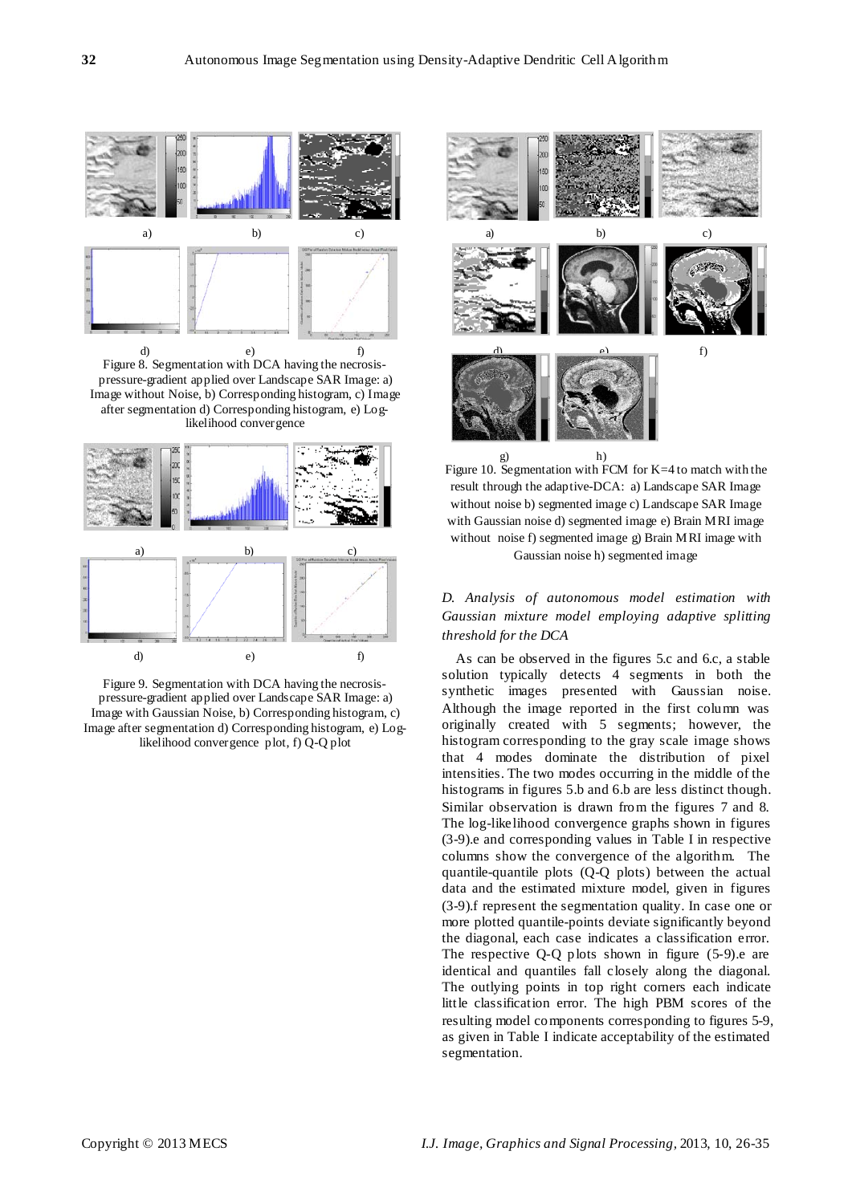Figure 8. Segmentation with DCA having the necrosis-pressure-gradient applied over Landscape SAR Image: a) Image without Noise, b) Corresponding histogram, c) Image after segmentation d) Corresponding histogram, e) Log-likelihood convergence

Figure 9. Segmentation with DCA having the necrosis-pressure-gradient applied over Landscape SAR Image: a) Image with Gaussian Noise, b) Corresponding histogram, c) Image after segmentation d) Corresponding histogram, e) Log-likelihood convergence plot, f) Q-Q plot

Figure 10. Segmentation with FCM for K=4 to match with the result through the adaptive-DCA: a) Landscape SAR Image without noise b) segmented image c) Landscape SAR Image with Gaussian noise d) segmented image e) Brain MRI image without noise f) segmented image g) Brain MRI image with Gaussian noise h) segmented image

### *D. Analysis of autonomous model estimation with Gaussian mixture model employing adaptive splitting threshold for the DCA*

As can be observed in the figures 5.c and 6.c, a stable solution typically detects 4 segments in both the synthetic images presented with Gaussian noise. Although the image reported in the first column was originally created with 5 segments; however, the histogram corresponding to the gray scale image shows that 4 modes dominate the distribution of pixel intensities. The two modes occurring in the middle of the histograms in figures 5.b and 6.b are less distinct though. Similar observation is drawn from the figures 7 and 8. The log-likelihood convergence graphs shown in figures (3-9).e and corresponding values in Table I in respective columns show the convergence of the algorithm. The quantile-quantile plots (Q-Q plots) between the actual data and the estimated mixture model, given in figures (3-9).f represent the segmentation quality. In case one or more plotted quantile-points deviate significantly beyond the diagonal, each case indicates a classification error. The respective Q-Q plots shown in figure (5-9).e are identical and quantiles fall closely along the diagonal. The outlying points in top right corners each indicate little classification error. The high PBM scores of the resulting model components corresponding to figures 5-9, as given in Table I indicate acceptability of the estimated segmentation.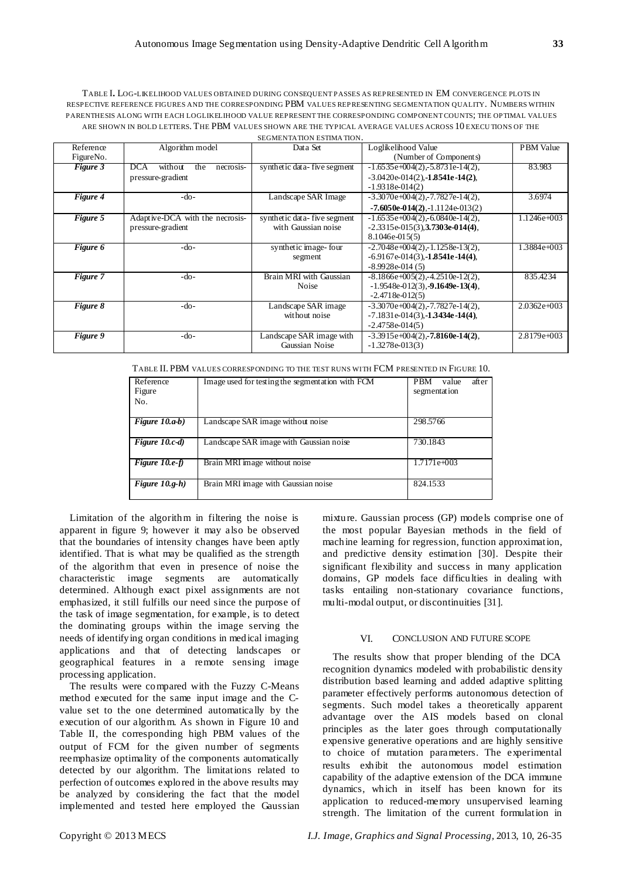TABLE I. LOG-LIKELIHOOD VALUES OBTAINED DURING CONSEQUENT PASSES AS REPRESENTED IN EM CONVERGENCE PLOTS IN RESPECTIVE REFERENCE FIGURES AND THE CORRESPONDING PBM VALUES REPRESENTING SEGMENTATION QUALITY. NUMBERS WITHIN PARENTHESIS ALONG WITH EACH LOGLIKELIHOOD VALUE REPRESENT THE CORRESPONDING COMPONENT COUNTS; THE OPTIMAL VALUES ARE SHOWN IN BOLD LETTERS. THE PBM VALUES SHOWN ARE THE TYPICAL AVERAGE VALUES ACROSS 10 EXECUTIONS OF THE SEGMENTATION ESTIMATION.

| Reference FigureNo. | Algorithm model | Data Set | Loglikelihood Value (Number of Components) | PBM Value |
|---|---|---|---|---|
| ***Figure 3*** | DCA without the necrosis-pressure-gradient | synthetic data- five segment | -1.6535e+004(2),-5.8731e-14(2), -3.0420e-014(2),**-1.8541e-14(2)**, -1.9318e-014(2) | 83.983 |
| ***Figure 4*** | -do- | Landscape SAR Image | -3.3070e+004(2),-7.7827e-14(2), **-7.6050e-014(2)**,-1.1124e-013(2) | 3.6974 |
| ***Figure 5*** | Adaptive-DCA with the necrosis-pressure-gradient | synthetic data- five segment with Gaussian noise | -1.6535e+004(2),-6.0840e-14(2), -2.3315e-015(3),**3.7303e-014(4)**, 8.1046e-015(5) | 1.1246e+003 |
| ***Figure 6*** | -do- | synthetic image- four segment | -2.7048e+004(2),-1.1258e-13(2), -6.9167e-014(3),**-1.8541e-14(4)**, -8.9928e-014 (5) | 1.3884e+003 |
| ***Figure 7*** | -do- | Brain MRI with Gaussian Noise | -8.1866e+005(2),-4.2510e-12(2), -1.9548e-012(3),**-9.1649e-13(4)**, -2.4718e-012(5) | 835.4234 |
| ***Figure 8*** | -do- | Landscape SAR image without noise | -3.3070e+004(2),-7.7827e-14(2), -7.1831e-014(3),**-1.3434e-14(4)**, -2.4758e-014(5) | 2.0362e+003 |
| ***Figure 9*** | -do- | Landscape SAR image with Gaussian Noise | -3.3915e+004(2),**-7.8160e-14(2)**, -1.3278e-013(3) | 2.8179e+003 |

TABLE II. PBM VALUES CORRESPONDING TO THE TEST RUNS WITH FCM PRESENTED IN FIGURE 10.

| Reference Figure No. | Image used for testing the segmentation with FCM | PBM value after segmentation |
|---|---|---|
| ***Figure 10.a-b)*** | Landscape SAR image without noise | 298.5766 |
| ***Figure 10.c-d)*** | Landscape SAR image with Gaussian noise | 730.1843 |
| ***Figure 10.e-f)*** | Brain MRI image without noise | 1.7171e+003 |
| ***Figure 10.g-h)*** | Brain MRI image with Gaussian noise | 824.1533 |

Limitation of the algorithm in filtering the noise is apparent in figure 9; however it may also be observed that the boundaries of intensity changes have been aptly identified. That is what may be qualified as the strength of the algorithm that even in presence of noise the characteristic image segments are automatically determined. Although exact pixel assignments are not emphasized, it still fulfills our need since the purpose of the task of image segmentation, for example, is to detect the dominating groups within the image serving the needs of identifying organ conditions in medical imaging applications and that of detecting landscapes or geographical features in a remote sensing image processing application.

The results were compared with the Fuzzy C-Means method executed for the same input image and the C-value set to the one determined automatically by the execution of our algorithm. As shown in Figure 10 and Table II, the corresponding high PBM values of the output of FCM for the given number of segments reemphasize optimality of the components automatically detected by our algorithm. The limitations related to perfection of outcomes explored in the above results may be analyzed by considering the fact that the model implemented and tested here employed the Gaussian mixture. Gaussian process (GP) models comprise one of the most popular Bayesian methods in the field of machine learning for regression, function approximation, and predictive density estimation [30]. Despite their significant flexibility and success in many application domains, GP models face difficulties in dealing with tasks entailing non-stationary covariance functions, multi-modal output, or discontinuities [31].

## VI. CONCLUSION AND FUTURE SCOPE

The results show that proper blending of the DCA recognition dynamics modeled with probabilistic density distribution based learning and added adaptive splitting parameter effectively performs autonomous detection of segments. Such model takes a theoretically apparent advantage over the AIS models based on clonal principles as the later goes through computationally expensive generative operations and are highly sensitive to choice of mutation parameters. The experimental results exhibit the autonomous model estimation capability of the adaptive extension of the DCA immune dynamics, which in itself has been known for its application to reduced-memory unsupervised learning strength. The limitation of the current formulation in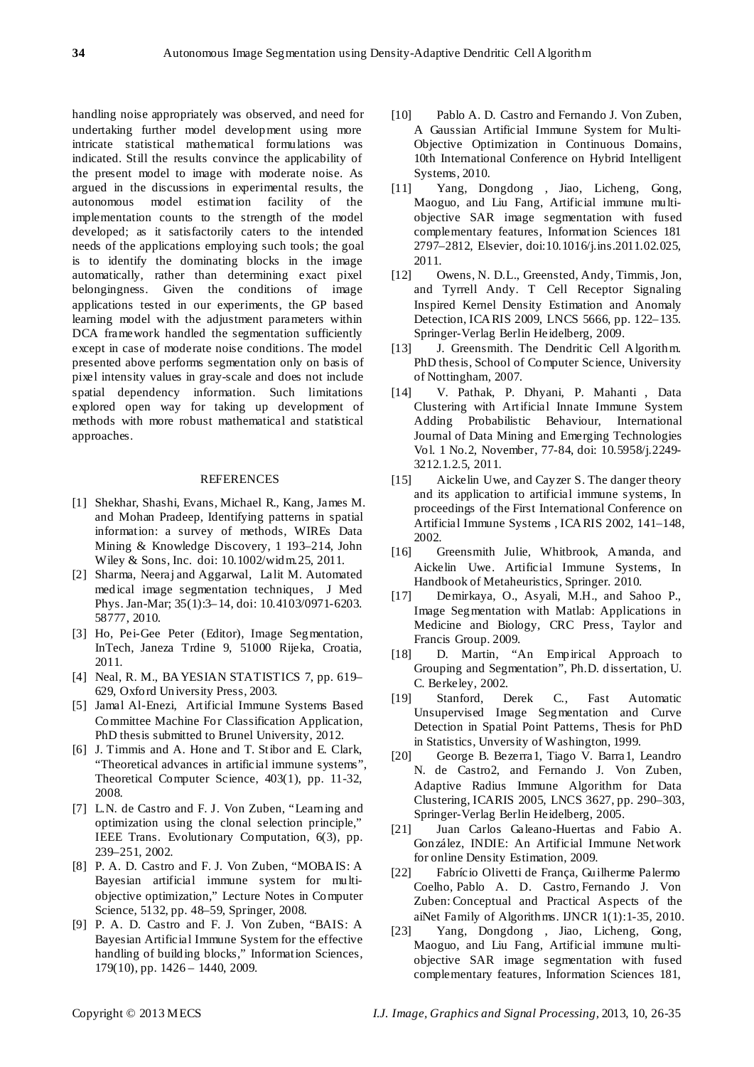handling noise appropriately was observed, and need for undertaking further model development using more intricate statistical mathematical formulations was indicated. Still the results convince the applicability of the present model to image with moderate noise. As argued in the discussions in experimental results, the autonomous model estimation facility of the implementation counts to the strength of the model developed; as it satisfactorily caters to the intended needs of the applications employing such tools; the goal is to identify the dominating blocks in the image automatically, rather than determining exact pixel belongingness. Given the conditions of image applications tested in our experiments, the GP based learning model with the adjustment parameters within DCA framework handled the segmentation sufficiently except in case of moderate noise conditions. The model presented above performs segmentation only on basis of pixel intensity values in gray-scale and does not include spatial dependency information. Such limitations explored open way for taking up development of methods with more robust mathematical and statistical approaches.

## REFERENCES

[1] Shekhar, Shashi, Evans, Michael R., Kang, James M. and Mohan Pradeep, Identifying patterns in spatial information: a survey of methods, WIREs Data Mining & Knowledge Discovery, 1 193–214, John Wiley & Sons, Inc. doi: 10.1002/widm.25, 2011.

[2] Sharma, Neeraj and Aggarwal, Lalit M. Automated medical image segmentation techniques, J Med Phys. Jan-Mar; 35(1):3–14, doi: 10.4103/0971-6203. 58777, 2010.

[3] Ho, Pei-Gee Peter (Editor), Image Segmentation, InTech, Janeza Trdine 9, 51000 Rijeka, Croatia, 2011.

[4] Neal, R. M., BAYESIAN STATISTICS 7, pp. 619–629, Oxford University Press, 2003.

[5] Jamal Al-Enezi, Artificial Immune Systems Based Committee Machine For Classification Application, PhD thesis submitted to Brunel University, 2012.

[6] J. Timmis and A. Hone and T. Stibor and E. Clark, "Theoretical advances in artificial immune systems", Theoretical Computer Science, 403(1), pp. 11-32, 2008.

[7] L.N. de Castro and F. J. Von Zuben, "Learning and optimization using the clonal selection principle," IEEE Trans. Evolutionary Computation, 6(3), pp. 239–251, 2002.

[8] P. A. D. Castro and F. J. Von Zuben, "MOBAIS: A Bayesian artificial immune system for multi-objective optimization," Lecture Notes in Computer Science, 5132, pp. 48–59, Springer, 2008.

[9] P. A. D. Castro and F. J. Von Zuben, "BAIS: A Bayesian Artificial Immune System for the effective handling of building blocks," Information Sciences, 179(10), pp. 1426 – 1440, 2009.

[10] Pablo A. D. Castro and Fernando J. Von Zuben, A Gaussian Artificial Immune System for Multi-Objective Optimization in Continuous Domains, 10th International Conference on Hybrid Intelligent Systems, 2010.

[11] Yang, Dongdong , Jiao, Licheng, Gong, Maoguo, and Liu Fang, Artificial immune multi-objective SAR image segmentation with fused complementary features, Information Sciences 181 2797–2812, Elsevier, doi:10.1016/j.ins.2011.02.025, 2011.

[12] Owens, N. D.L., Greensted, Andy, Timmis, Jon, and Tyrrell Andy. T Cell Receptor Signaling Inspired Kernel Density Estimation and Anomaly Detection, ICARIS 2009, LNCS 5666, pp. 122–135. Springer-Verlag Berlin Heidelberg, 2009.

[13] J. Greensmith. The Dendritic Cell Algorithm. PhD thesis, School of Computer Science, University of Nottingham, 2007.

[14] V. Pathak, P. Dhyani, P. Mahanti , Data Clustering with Artificial Innate Immune System Adding Probabilistic Behaviour, International Journal of Data Mining and Emerging Technologies Vol. 1 No.2, November, 77-84, doi: 10.5958/j.2249-3212.1.2.5, 2011.

[15] Aickelin Uwe, and Cayzer S. The danger theory and its application to artificial immune systems, In proceedings of the First International Conference on Artificial Immune Systems , ICARIS 2002, 141–148, 2002.

[16] Greensmith Julie, Whitbrook, Amanda, and Aickelin Uwe. Artificial Immune Systems, In Handbook of Metaheuristics, Springer. 2010.

[17] Demirkaya, O., Asyali, M.H., and Sahoo P., Image Segmentation with Matlab: Applications in Medicine and Biology, CRC Press, Taylor and Francis Group. 2009.

[18] D. Martin, "An Empirical Approach to Grouping and Segmentation", Ph.D. dissertation, U. C. Berkeley, 2002.

[19] Stanford, Derek C., Fast Automatic Unsupervised Image Segmentation and Curve Detection in Spatial Point Patterns, Thesis for PhD in Statistics, Unversity of Washington, 1999.

[20] George B. Bezerra1, Tiago V. Barra1, Leandro N. de Castro2, and Fernando J. Von Zuben, Adaptive Radius Immune Algorithm for Data Clustering, ICARIS 2005, LNCS 3627, pp. 290–303, Springer-Verlag Berlin Heidelberg, 2005.

[21] Juan Carlos Galeano-Huertas and Fabio A. González, INDIE: An Artificial Immune Network for online Density Estimation, 2009.

[22] Fabrício Olivetti de França, Guilherme Palermo Coelho, Pablo A. D. Castro, Fernando J. Von Zuben: Conceptual and Practical Aspects of the aiNet Family of Algorithms. IJNCR 1(1):1-35, 2010.

[23] Yang, Dongdong , Jiao, Licheng, Gong, Maoguo, and Liu Fang, Artificial immune multi-objective SAR image segmentation with fused complementary features, Information Sciences 181,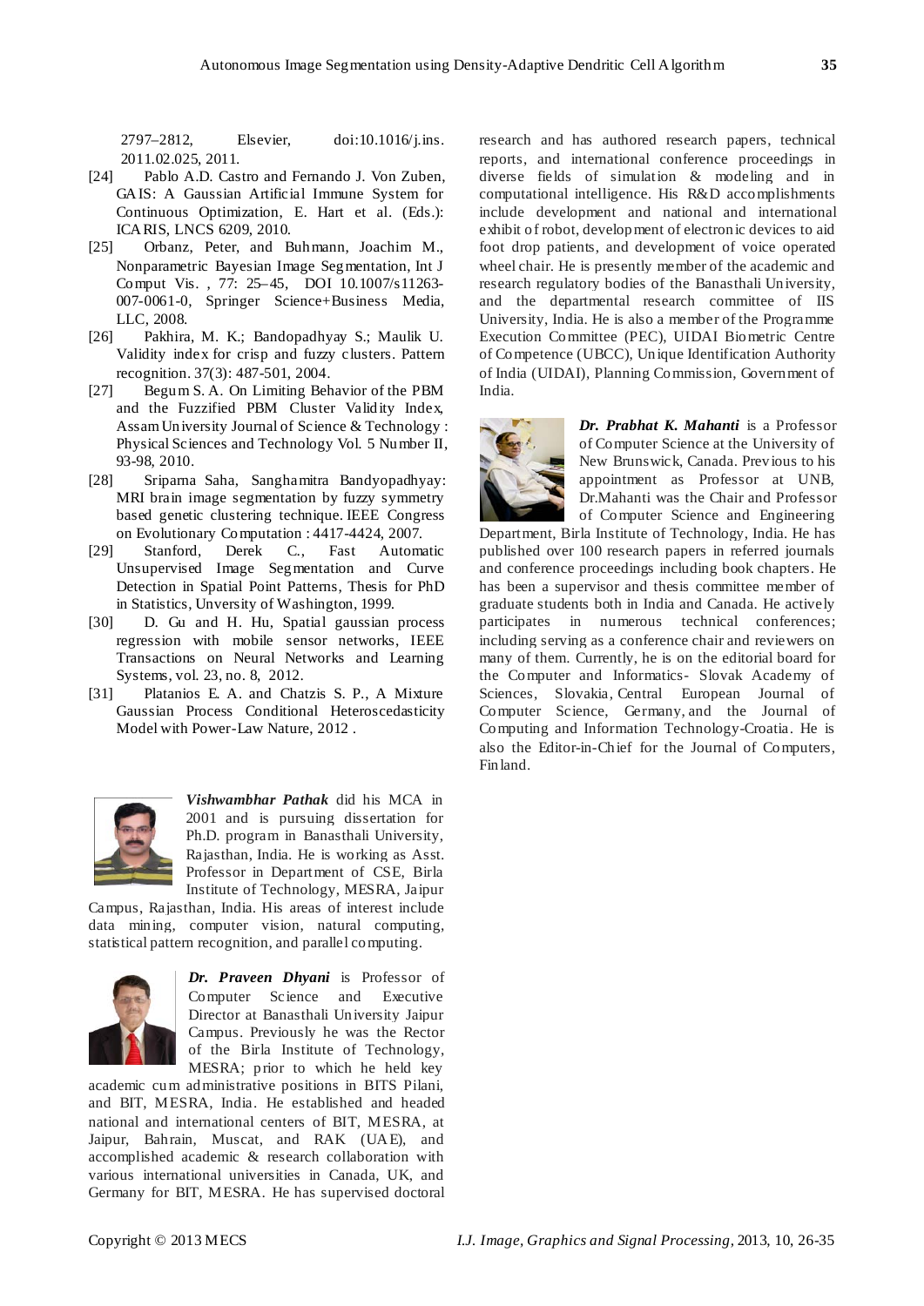2797–2812, Elsevier, doi:10.1016/j.ins. 2011.02.025, 2011.

[24] Pablo A.D. Castro and Fernando J. Von Zuben, GAIS: A Gaussian Artificial Immune System for Continuous Optimization, E. Hart et al. (Eds.): ICARIS, LNCS 6209, 2010.

[25] Orbanz, Peter, and Buhmann, Joachim M., Nonparametric Bayesian Image Segmentation, Int J Comput Vis. , 77: 25–45, DOI 10.1007/s11263-007-0061-0, Springer Science+Business Media, LLC, 2008.

[26] Pakhira, M. K.; Bandopadhyay S.; Maulik U. Validity index for crisp and fuzzy clusters. Pattern recognition. 37(3): 487-501, 2004.

[27] Begum S. A. On Limiting Behavior of the PBM and the Fuzzified PBM Cluster Validity Index, Assam University Journal of Science & Technology : Physical Sciences and Technology Vol. 5 Number II, 93-98, 2010.

[28] Sriparna Saha, Sanghamitra Bandyopadhyay: MRI brain image segmentation by fuzzy symmetry based genetic clustering technique. IEEE Congress on Evolutionary Computation : 4417-4424, 2007.

[29] Stanford, Derek C., Fast Automatic Unsupervised Image Segmentation and Curve Detection in Spatial Point Patterns, Thesis for PhD in Statistics, Unversity of Washington, 1999.

[30] D. Gu and H. Hu, Spatial gaussian process regression with mobile sensor networks, IEEE Transactions on Neural Networks and Learning Systems, vol. 23, no. 8, 2012.

[31] Platanios E. A. and Chatzis S. P., A Mixture Gaussian Process Conditional Heteroscedasticity Model with Power-Law Nature, 2012 .

***Vishwambhar Pathak*** did his MCA in 2001 and is pursuing dissertation for Ph.D. program in Banasthali University, Rajasthan, India. He is working as Asst. Professor in Department of CSE, Birla Institute of Technology, MESRA, Jaipur Campus, Rajasthan, India. His areas of interest include data mining, computer vision, natural computing, statistical pattern recognition, and parallel computing.

***Dr. Praveen Dhyani*** is Professor of Computer Science and Executive Director at Banasthali University Jaipur Campus. Previously he was the Rector of the Birla Institute of Technology, MESRA; prior to which he held key academic cum administrative positions in BITS Pilani, and BIT, MESRA, India. He established and headed national and international centers of BIT, MESRA, at Jaipur, Bahrain, Muscat, and RAK (UAE), and accomplished academic & research collaboration with various international universities in Canada, UK, and Germany for BIT, MESRA. He has supervised doctoral research and has authored research papers, technical reports, and international conference proceedings in diverse fields of simulation & modeling and in computational intelligence. His R&D accomplishments include development and national and international exhibit of robot, development of electronic devices to aid foot drop patients, and development of voice operated wheel chair. He is presently member of the academic and research regulatory bodies of the Banasthali University, and the departmental research committee of IIS University, India. He is also a member of the Programme Execution Committee (PEC), UIDAI Biometric Centre of Competence (UBCC), Unique Identification Authority of India (UIDAI), Planning Commission, Government of India.

***Dr. Prabhat K. Mahanti*** is a Professor of Computer Science at the University of New Brunswick, Canada. Previous to his appointment as Professor at UNB, Dr.Mahanti was the Chair and Professor of Computer Science and Engineering Department, Birla Institute of Technology, India. He has published over 100 research papers in referred journals and conference proceedings including book chapters. He has been a supervisor and thesis committee member of graduate students both in India and Canada. He actively participates in numerous technical conferences; including serving as a conference chair and reviewers on many of them. Currently, he is on the editorial board for the Computer and Informatics- Slovak Academy of Sciences, Slovakia, Central European Journal of Computer Science, Germany, and the Journal of Computing and Information Technology-Croatia. He is also the Editor-in-Chief for the Journal of Computers, Finland.